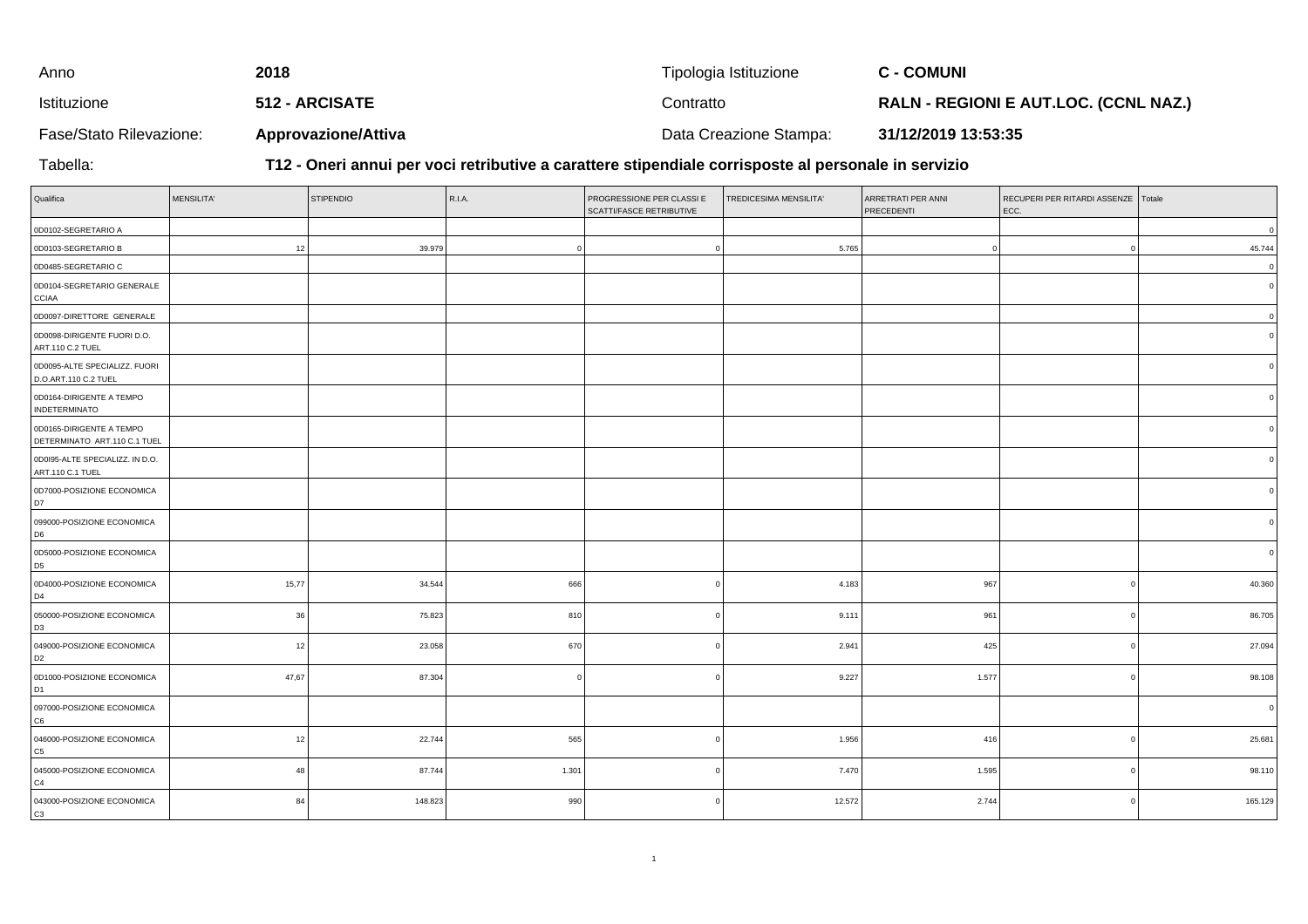| Anno | 2018 | Tipologia Istituzione | C - COMUNI |
|---|---|---|---|
| Istituzione | 512 - ARCISATE | Contratto | RALN - REGIONI E AUT.LOC. (CCNL NAZ.) |
| Fase/Stato Rilevazione: | Approvazione/Attiva | Data Creazione Stampa: | 31/12/2019 13:53:35 |

Tabella: **T12 - Oneri annui per voci retributive a carattere stipendiale corrisposte al personale in servizio**

| Qualifica | MENSILITA' | STIPENDIO | R.I.A. | PROGRESSIONE PER CLASSI E SCATTI/FASCE RETRIBUTIVE | TREDICESIMA MENSILITA' | ARRETRATI PER ANNI PRECEDENTI | RECUPERI PER RITARDI ASSENZE ECC. | Totale |
|---|---|---|---|---|---|---|---|---|
| 0D0102-SEGRETARIO A | | | | | | | | 0 |
| 0D0103-SEGRETARIO B | 12 | 39.979 | 0 | 0 | 5.765 | 0 | 0 | 45.744 |
| 0D0485-SEGRETARIO C | | | | | | | | 0 |
| 0D0104-SEGRETARIO GENERALE CCIAA | | | | | | | | 0 |
| 0D0097-DIRETTORE GENERALE | | | | | | | | 0 |
| 0D0098-DIRIGENTE FUORI D.O. ART.110 C.2 TUEL | | | | | | | | 0 |
| 0D0095-ALTE SPECIALIZZ. FUORI D.O.ART.110 C.2 TUEL | | | | | | | | 0 |
| 0D0164-DIRIGENTE A TEMPO INDETERMINATO | | | | | | | | 0 |
| 0D0165-DIRIGENTE A TEMPO DETERMINATO ART.110 C.1 TUEL | | | | | | | | 0 |
| 0D0I95-ALTE SPECIALIZZ. IN D.O. ART.110 C.1 TUEL | | | | | | | | 0 |
| 0D7000-POSIZIONE ECONOMICA D7 | | | | | | | | 0 |
| 099000-POSIZIONE ECONOMICA D6 | | | | | | | | 0 |
| 0D5000-POSIZIONE ECONOMICA D5 | | | | | | | | 0 |
| 0D4000-POSIZIONE ECONOMICA D4 | 15,77 | 34.544 | 666 | 0 | 4.183 | 967 | 0 | 40.360 |
| 050000-POSIZIONE ECONOMICA D3 | 36 | 75.823 | 810 | 0 | 9.111 | 961 | 0 | 86.705 |
| 049000-POSIZIONE ECONOMICA D2 | 12 | 23.058 | 670 | 0 | 2.941 | 425 | 0 | 27.094 |
| 0D1000-POSIZIONE ECONOMICA D1 | 47,67 | 87.304 | 0 | 0 | 9.227 | 1.577 | 0 | 98.108 |
| 097000-POSIZIONE ECONOMICA C6 | | | | | | | | 0 |
| 046000-POSIZIONE ECONOMICA C5 | 12 | 22.744 | 565 | 0 | 1.956 | 416 | 0 | 25.681 |
| 045000-POSIZIONE ECONOMICA C4 | 48 | 87.744 | 1.301 | 0 | 7.470 | 1.595 | 0 | 98.110 |
| 043000-POSIZIONE ECONOMICA C3 | 84 | 148.823 | 990 | 0 | 12.572 | 2.744 | 0 | 165.129 |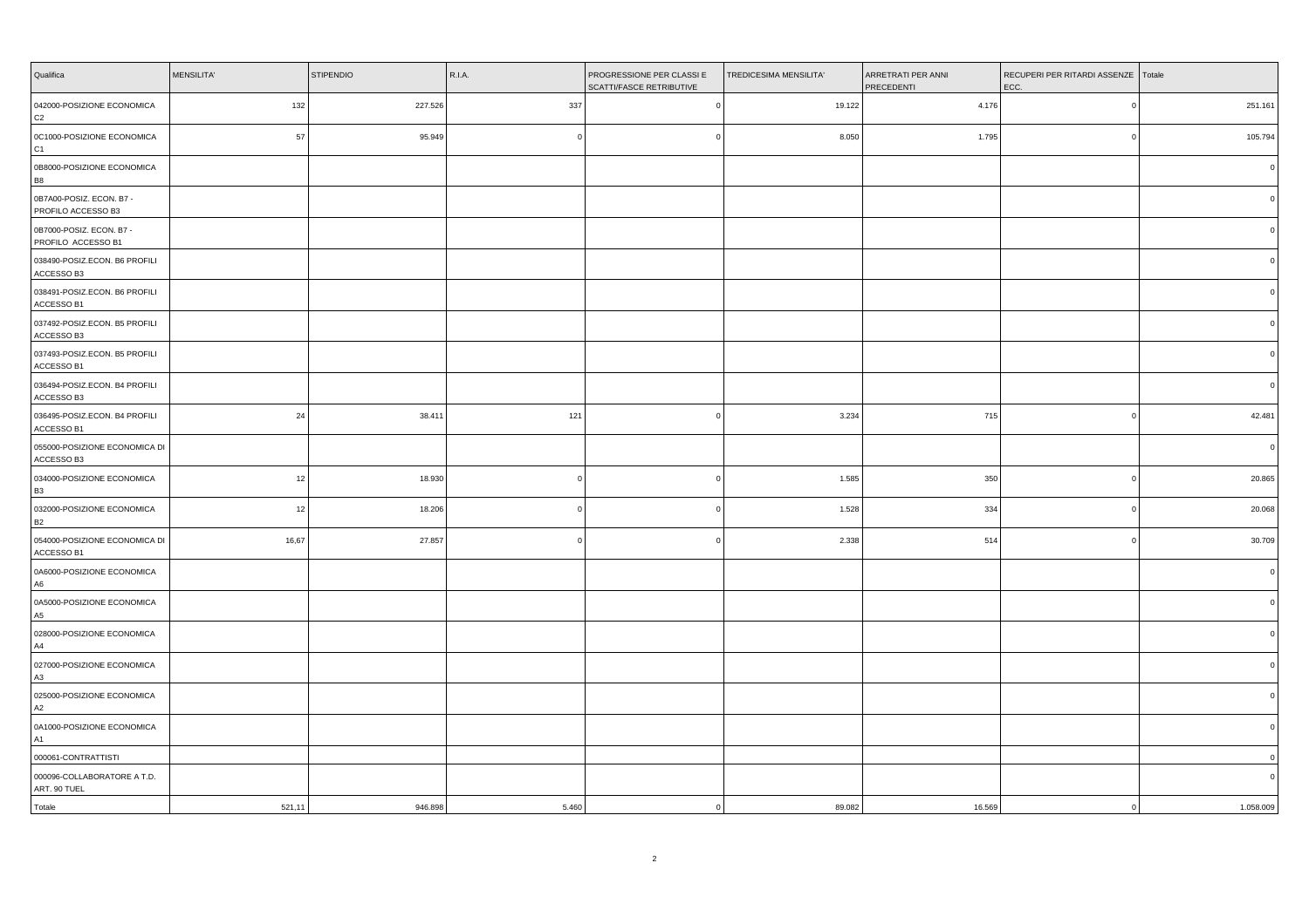| Qualifica | MENSILITA' | STIPENDIO | R.I.A. | PROGRESSIONE PER CLASSI E SCATTI/FASCE RETRIBUTIVE | TREDICESIMA MENSILITA' | ARRETRATI PER ANNI PRECEDENTI | RECUPERI PER RITARDI ASSENZE ECC. | Totale |
|---|---|---|---|---|---|---|---|---|
| 042000-POSIZIONE ECONOMICA C2 | 132 | 227.526 | 337 | 0 | 19.122 | 4.176 | 0 | 251.161 |
| 0C1000-POSIZIONE ECONOMICA C1 | 57 | 95.949 | 0 | 0 | 8.050 | 1.795 | 0 | 105.794 |
| 0B8000-POSIZIONE ECONOMICA B8 | | | | | | | | 0 |
| 0B7A00-POSIZ. ECON. B7 - PROFILO ACCESSO B3 | | | | | | | | 0 |
| 0B7000-POSIZ. ECON. B7 - PROFILO ACCESSO B1 | | | | | | | | 0 |
| 038490-POSIZ.ECON. B6 PROFILI ACCESSO B3 | | | | | | | | 0 |
| 038491-POSIZ.ECON. B6 PROFILI ACCESSO B1 | | | | | | | | 0 |
| 037492-POSIZ.ECON. B5 PROFILI ACCESSO B3 | | | | | | | | 0 |
| 037493-POSIZ.ECON. B5 PROFILI ACCESSO B1 | | | | | | | | 0 |
| 036494-POSIZ.ECON. B4 PROFILI ACCESSO B3 | | | | | | | | 0 |
| 036495-POSIZ.ECON. B4 PROFILI ACCESSO B1 | 24 | 38.411 | 121 | 0 | 3.234 | 715 | 0 | 42.481 |
| 055000-POSIZIONE ECONOMICA DI ACCESSO B3 | | | | | | | | 0 |
| 034000-POSIZIONE ECONOMICA B3 | 12 | 18.930 | 0 | 0 | 1.585 | 350 | 0 | 20.865 |
| 032000-POSIZIONE ECONOMICA B2 | 12 | 18.206 | 0 | 0 | 1.528 | 334 | 0 | 20.068 |
| 054000-POSIZIONE ECONOMICA DI ACCESSO B1 | 16,67 | 27.857 | 0 | 0 | 2.338 | 514 | 0 | 30.709 |
| 0A6000-POSIZIONE ECONOMICA A6 | | | | | | | | 0 |
| 0A5000-POSIZIONE ECONOMICA A5 | | | | | | | | 0 |
| 028000-POSIZIONE ECONOMICA A4 | | | | | | | | 0 |
| 027000-POSIZIONE ECONOMICA A3 | | | | | | | | 0 |
| 025000-POSIZIONE ECONOMICA A2 | | | | | | | | 0 |
| 0A1000-POSIZIONE ECONOMICA A1 | | | | | | | | 0 |
| 000061-CONTRATTISTI | | | | | | | | 0 |
| 000096-COLLABORATORE A T.D. ART. 90 TUEL | | | | | | | | 0 |
| Totale | 521,11 | 946.898 | 5.460 | 0 | 89.082 | 16.569 | 0 | 1.058.009 |